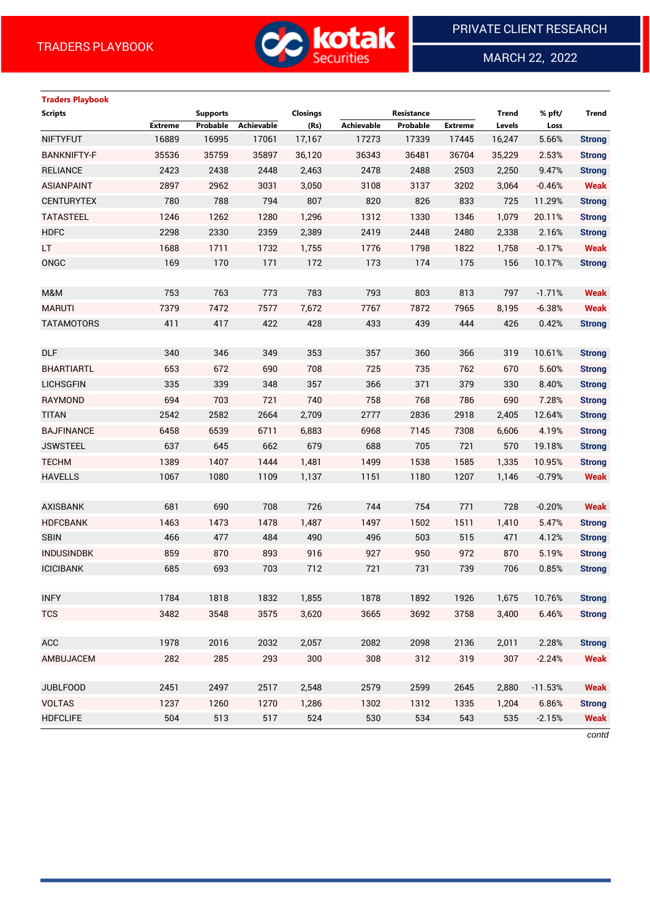TRADERS PLAYBOOK

PRIVATE CLIENT RESEARCH

MARCH 22, 2022

## Traders Playbook

| Scripts | Supports | | | Closings | Resistance | | | Trend | % pft/ | Trend |
|---|---|---|---|---|---|---|---|---|---|---|
| | Extreme | Probable | Achievable | (Rs) | Achievable | Probable | Extreme | Levels | Loss | |
| NIFTYFUT | 16889 | 16995 | 17061 | 17,167 | 17273 | 17339 | 17445 | 16,247 | 5.66% | Strong |
| BANKNIFTY-F | 35536 | 35759 | 35897 | 36,120 | 36343 | 36481 | 36704 | 35,229 | 2.53% | Strong |
| RELIANCE | 2423 | 2438 | 2448 | 2,463 | 2478 | 2488 | 2503 | 2,250 | 9.47% | Strong |
| ASIANPAINT | 2897 | 2962 | 3031 | 3,050 | 3108 | 3137 | 3202 | 3,064 | -0.46% | Weak |
| CENTURYTEX | 780 | 788 | 794 | 807 | 820 | 826 | 833 | 725 | 11.29% | Strong |
| TATASTEEL | 1246 | 1262 | 1280 | 1,296 | 1312 | 1330 | 1346 | 1,079 | 20.11% | Strong |
| HDFC | 2298 | 2330 | 2359 | 2,389 | 2419 | 2448 | 2480 | 2,338 | 2.16% | Strong |
| LT | 1688 | 1711 | 1732 | 1,755 | 1776 | 1798 | 1822 | 1,758 | -0.17% | Weak |
| ONGC | 169 | 170 | 171 | 172 | 173 | 174 | 175 | 156 | 10.17% | Strong |
| | | | | | | | | | | |
| M&M | 753 | 763 | 773 | 783 | 793 | 803 | 813 | 797 | -1.71% | Weak |
| MARUTI | 7379 | 7472 | 7577 | 7,672 | 7767 | 7872 | 7965 | 8,195 | -6.38% | Weak |
| TATAMOTORS | 411 | 417 | 422 | 428 | 433 | 439 | 444 | 426 | 0.42% | Strong |
| | | | | | | | | | | |
| DLF | 340 | 346 | 349 | 353 | 357 | 360 | 366 | 319 | 10.61% | Strong |
| BHARTIARTL | 653 | 672 | 690 | 708 | 725 | 735 | 762 | 670 | 5.60% | Strong |
| LICHSGFIN | 335 | 339 | 348 | 357 | 366 | 371 | 379 | 330 | 8.40% | Strong |
| RAYMOND | 694 | 703 | 721 | 740 | 758 | 768 | 786 | 690 | 7.28% | Strong |
| TITAN | 2542 | 2582 | 2664 | 2,709 | 2777 | 2836 | 2918 | 2,405 | 12.64% | Strong |
| BAJFINANCE | 6458 | 6539 | 6711 | 6,883 | 6968 | 7145 | 7308 | 6,606 | 4.19% | Strong |
| JSWSTEEL | 637 | 645 | 662 | 679 | 688 | 705 | 721 | 570 | 19.18% | Strong |
| TECHM | 1389 | 1407 | 1444 | 1,481 | 1499 | 1538 | 1585 | 1,335 | 10.95% | Strong |
| HAVELLS | 1067 | 1080 | 1109 | 1,137 | 1151 | 1180 | 1207 | 1,146 | -0.79% | Weak |
| | | | | | | | | | | |
| AXISBANK | 681 | 690 | 708 | 726 | 744 | 754 | 771 | 728 | -0.20% | Weak |
| HDFCBANK | 1463 | 1473 | 1478 | 1,487 | 1497 | 1502 | 1511 | 1,410 | 5.47% | Strong |
| SBIN | 466 | 477 | 484 | 490 | 496 | 503 | 515 | 471 | 4.12% | Strong |
| INDUSINDBK | 859 | 870 | 893 | 916 | 927 | 950 | 972 | 870 | 5.19% | Strong |
| ICICIBANK | 685 | 693 | 703 | 712 | 721 | 731 | 739 | 706 | 0.85% | Strong |
| | | | | | | | | | | |
| INFY | 1784 | 1818 | 1832 | 1,855 | 1878 | 1892 | 1926 | 1,675 | 10.76% | Strong |
| TCS | 3482 | 3548 | 3575 | 3,620 | 3665 | 3692 | 3758 | 3,400 | 6.46% | Strong |
| | | | | | | | | | | |
| ACC | 1978 | 2016 | 2032 | 2,057 | 2082 | 2098 | 2136 | 2,011 | 2.28% | Strong |
| AMBUJACEM | 282 | 285 | 293 | 300 | 308 | 312 | 319 | 307 | -2.24% | Weak |
| | | | | | | | | | | |
| JUBLFOOD | 2451 | 2497 | 2517 | 2,548 | 2579 | 2599 | 2645 | 2,880 | -11.53% | Weak |
| VOLTAS | 1237 | 1260 | 1270 | 1,286 | 1302 | 1312 | 1335 | 1,204 | 6.86% | Strong |
| HDFCLIFE | 504 | 513 | 517 | 524 | 530 | 534 | 543 | 535 | -2.15% | Weak |

*contd*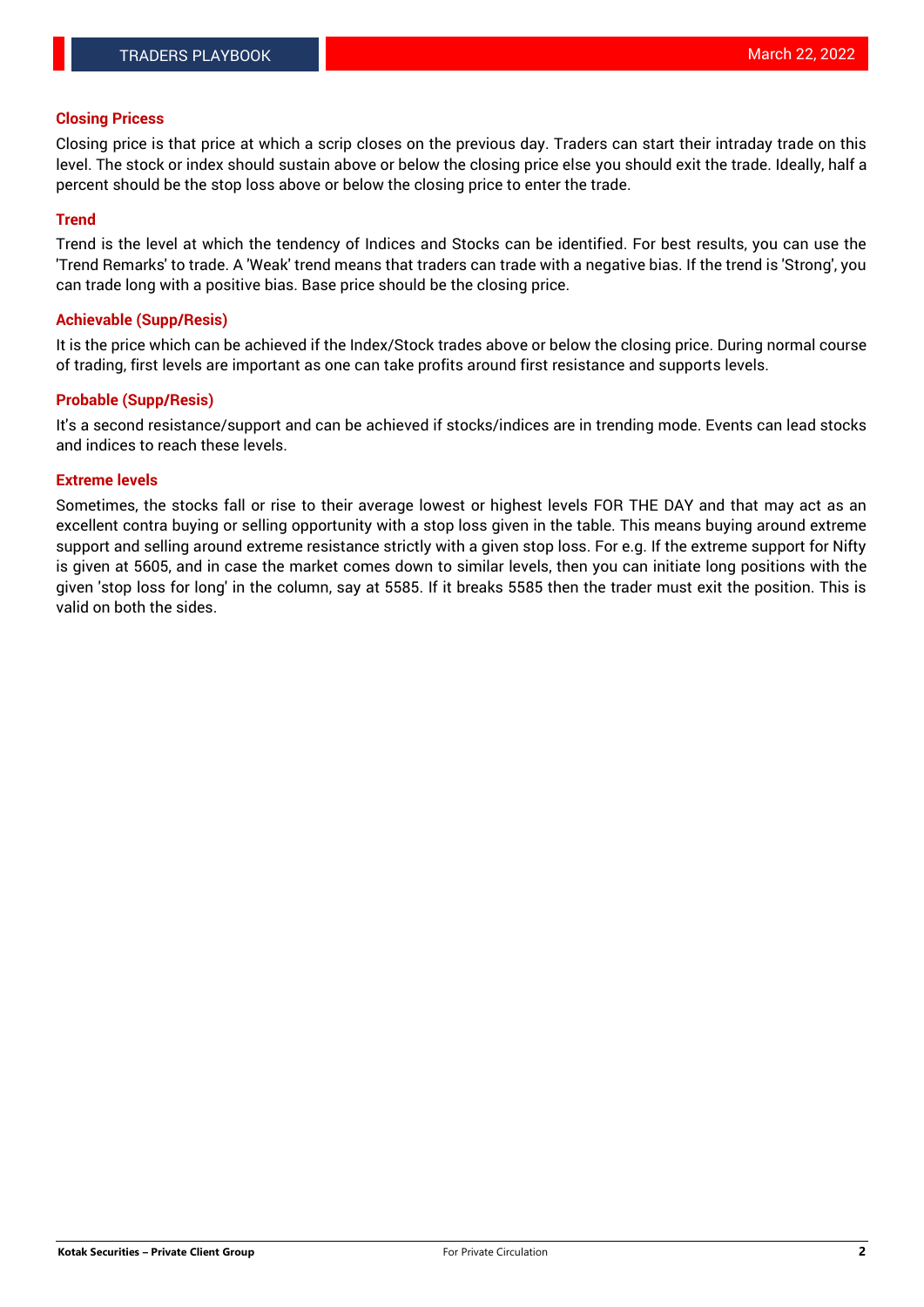## Closing Pricess

Closing price is that price at which a scrip closes on the previous day. Traders can start their intraday trade on this level. The stock or index should sustain above or below the closing price else you should exit the trade. Ideally, half a percent should be the stop loss above or below the closing price to enter the trade.

## Trend

Trend is the level at which the tendency of Indices and Stocks can be identified. For best results, you can use the 'Trend Remarks' to trade. A 'Weak' trend means that traders can trade with a negative bias. If the trend is 'Strong', you can trade long with a positive bias. Base price should be the closing price.

## Achievable (Supp/Resis)

It is the price which can be achieved if the Index/Stock trades above or below the closing price. During normal course of trading, first levels are important as one can take profits around first resistance and supports levels.

## Probable (Supp/Resis)

It's a second resistance/support and can be achieved if stocks/indices are in trending mode. Events can lead stocks and indices to reach these levels.

## Extreme levels

Sometimes, the stocks fall or rise to their average lowest or highest levels FOR THE DAY and that may act as an excellent contra buying or selling opportunity with a stop loss given in the table. This means buying around extreme support and selling around extreme resistance strictly with a given stop loss. For e.g. If the extreme support for Nifty is given at 5605, and in case the market comes down to similar levels, then you can initiate long positions with the given 'stop loss for long' in the column, say at 5585. If it breaks 5585 then the trader must exit the position. This is valid on both the sides.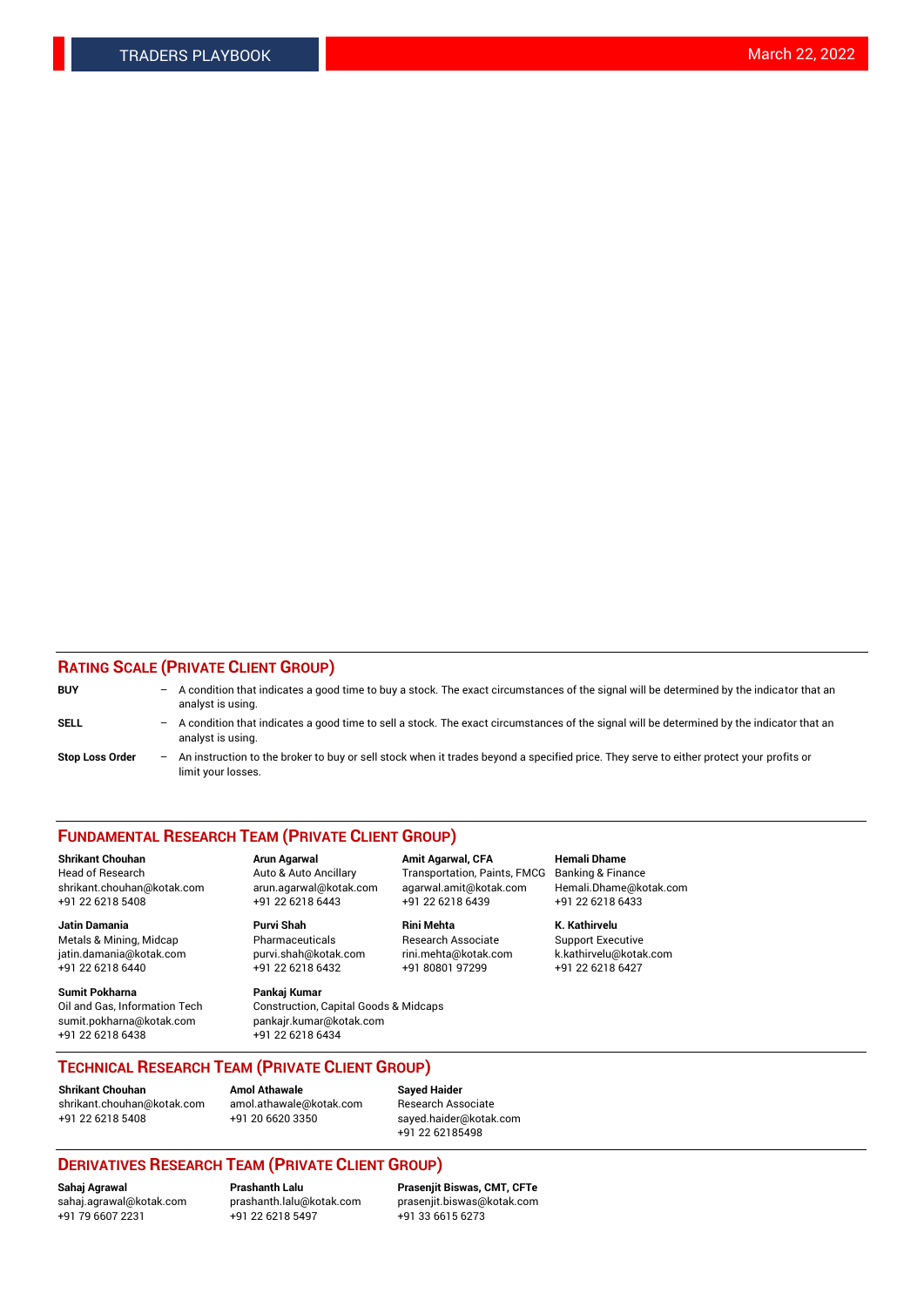## RATING SCALE (PRIVATE CLIENT GROUP)

**BUY** – A condition that indicates a good time to buy a stock. The exact circumstances of the signal will be determined by the indicator that an analyst is using.

**SELL** – A condition that indicates a good time to sell a stock. The exact circumstances of the signal will be determined by the indicator that an analyst is using.

**Stop Loss Order** – An instruction to the broker to buy or sell stock when it trades beyond a specified price. They serve to either protect your profits or limit your losses.

## FUNDAMENTAL RESEARCH TEAM (PRIVATE CLIENT GROUP)

**Shrikant Chouhan**
Head of Research
shrikant.chouhan@kotak.com
+91 22 6218 5408

**Arun Agarwal**
Auto & Auto Ancillary
arun.agarwal@kotak.com
+91 22 6218 6443

**Amit Agarwal, CFA**
Transportation, Paints, FMCG
agarwal.amit@kotak.com
+91 22 6218 6439

**Hemali Dhame**
Banking & Finance
Hemali.Dhame@kotak.com
+91 22 6218 6433

**Jatin Damania**
Metals & Mining, Midcap
jatin.damania@kotak.com
+91 22 6218 6440

**Purvi Shah**
Pharmaceuticals
purvi.shah@kotak.com
+91 22 6218 6432

**Rini Mehta**
Research Associate
rini.mehta@kotak.com
+91 80801 97299

**K. Kathirvelu**
Support Executive
k.kathirvelu@kotak.com
+91 22 6218 6427

**Sumit Pokharna**
Oil and Gas, Information Tech
sumit.pokharna@kotak.com
+91 22 6218 6438

**Pankaj Kumar**
Construction, Capital Goods & Midcaps
pankajr.kumar@kotak.com
+91 22 6218 6434

## TECHNICAL RESEARCH TEAM (PRIVATE CLIENT GROUP)

**Shrikant Chouhan**
shrikant.chouhan@kotak.com
+91 22 6218 5408

**Amol Athawale**
amol.athawale@kotak.com
+91 20 6620 3350

**Sayed Haider**
Research Associate
sayed.haider@kotak.com
+91 22 62185498

## DERIVATIVES RESEARCH TEAM (PRIVATE CLIENT GROUP)

**Sahaj Agrawal**
sahaj.agrawal@kotak.com
+91 79 6607 2231

**Prashanth Lalu**
prashanth.lalu@kotak.com
+91 22 6218 5497

**Prasenjit Biswas, CMT, CFTe**
prasenjit.biswas@kotak.com
+91 33 6615 6273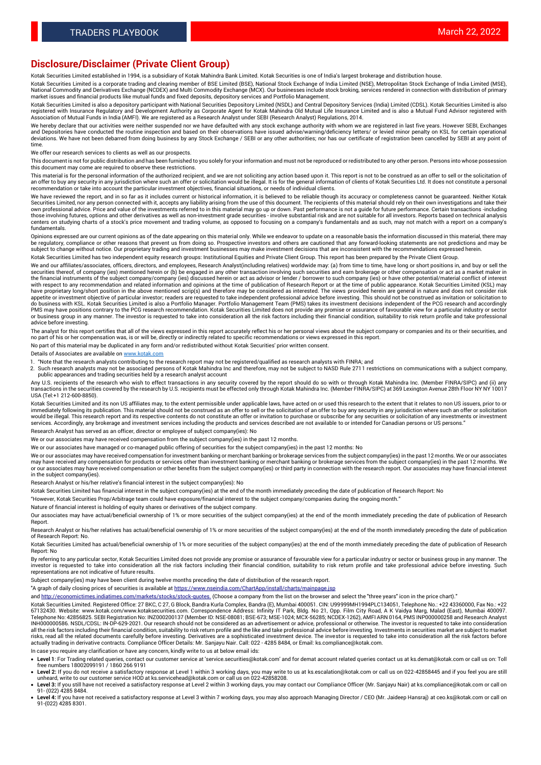# Disclosure/Disclaimer (Private Client Group)

Kotak Securities Limited established in 1994, is a subsidiary of Kotak Mahindra Bank Limited. Kotak Securities is one of India's largest brokerage and distribution house.

Kotak Securities Limited is a corporate trading and clearing member of BSE Limited (BSE), National Stock Exchange of India Limited (NSE), Metropolitan Stock Exchange of India Limited (MSE), National Commodity and Derivatives Exchange (NCDEX) and Multi Commodity Exchange (MCX). Our businesses include stock broking, services rendered in connection with distribution of primary market issues and financial products like mutual funds and fixed deposits, depository services and Portfolio Management.

Kotak Securities Limited is also a depository participant with National Securities Depository Limited (NSDL) and Central Depository Services (India) Limited (CDSL). Kotak Securities Limited is also registered with Insurance Regulatory and Development Authority as Corporate Agent for Kotak Mahindra Old Mutual Life Insurance Limited and is also a Mutual Fund Advisor registered with Association of Mutual Funds in India (AMFI). We are registered as a Research Analyst under SEBI (Research Analyst) Regulations, 2014.

We hereby declare that our activities were neither suspended nor we have defaulted with any stock exchange authority with whom we are registered in last five years. However SEBI, Exchanges and Depositories have conducted the routine inspection and based on their observations have issued advise/warning/deficiency letters/ or levied minor penalty on KSL for certain operational deviations. We have not been debarred from doing business by any Stock Exchange / SEBI or any other authorities; nor has our certificate of registration been cancelled by SEBI at any point of time.

We offer our research services to clients as well as our prospects.

This document is not for public distribution and has been furnished to you solely for your information and must not be reproduced or redistributed to any other person. Persons into whose possession this document may come are required to observe these restrictions.

This material is for the personal information of the authorized recipient, and we are not soliciting any action based upon it. This report is not to be construed as an offer to sell or the solicitation of an offer to buy any security in any jurisdiction where such an offer or solicitation would be illegal. It is for the general information of clients of Kotak Securities Ltd. It does not constitute a personal recommendation or take into account the particular investment objectives, financial situations, or needs of individual clients.

We have reviewed the report, and in so far as it includes current or historical information, it is believed to be reliable though its accuracy or completeness cannot be guaranteed. Neither Kotak Securities Limited, nor any person connected with it, accepts any liability arising from the use of this document. The recipients of this material should rely on their own investigations and take their own professional advice. Price and value of the investments referred to in this material may go up or down. Past performance is not a guide for future performance. Certain transactions -including those involving futures, options and other derivatives as well as non-investment grade securities - involve substantial risk and are not suitable for all investors. Reports based on technical analysis centers on studying charts of a stock's price movement and trading volume, as opposed to focusing on a company's fundamentals and as such, may not match with a report on a company's fundamentals.

Opinions expressed are our current opinions as of the date appearing on this material only. While we endeavor to update on a reasonable basis the information discussed in this material, there may be regulatory, compliance or other reasons that prevent us from doing so. Prospective investors and others are cautioned that any forward-looking statements are not predictions and may be subject to change without notice. Our proprietary trading and investment businesses may make investment decisions that are inconsistent with the recommendations expressed herein.

Kotak Securities Limited has two independent equity research groups: Institutional Equities and Private Client Group. This report has been prepared by the Private Client Group.

We and our affiliates/associates, officers, directors, and employees, Research Analyst(including relatives) worldwide may: (a) from time to time, have long or short positions in, and buy or sell the securities thereof, of company (ies) mentioned herein or (b) be engaged in any other transaction involving such securities and earn brokerage or other compensation or act as a market maker in the financial instruments of the subject company/company (ies) discussed herein or act as advisor or lender / borrower to such company (ies) or have other potential/material conflict of interest with respect to any recommendation and related information and opinions at the time of publication of Research Report or at the time of public appearance. Kotak Securities Limited (KSL) may have proprietary long/short position in the above mentioned scrip(s) and therefore may be considered as interested. The views provided herein are general in nature and does not consider risk appetite or investment objective of particular investor; readers are requested to take independent professional advice before investing. This should not be construed as invitation or solicitation to do business with KSL. Kotak Securities Limited is also a Portfolio Manager. Portfolio Management Team (PMS) takes its investment decisions independent of the PCG research and accordingly PMS may have positions contrary to the PCG research recommendation. Kotak Securities Limited does not provide any promise or assurance of favourable view for a particular industry or sector or business group in any manner. The investor is requested to take into consideration all the risk factors including their financial condition, suitability to risk return profile and take professional advice before investing.

The analyst for this report certifies that all of the views expressed in this report accurately reflect his or her personal views about the subject company or companies and its or their securities, and no part of his or her compensation was, is or will be, directly or indirectly related to specific recommendations or views expressed in this report.

No part of this material may be duplicated in any form and/or redistributed without Kotak Securities' prior written consent.

Details of Associates are available on www.kotak.com

1. "Note that the research analysts contributing to the research report may not be registered/qualified as research analysts with FINRA; and
2. Such research analysts may not be associated persons of Kotak Mahindra Inc and therefore, may not be subject to NASD Rule 2711 restrictions on communications with a subject company, public appearances and trading securities held by a research analyst account

Any U.S. recipients of the research who wish to effect transactions in any security covered by the report should do so with or through Kotak Mahindra Inc. (Member FINRA/SIPC) and (ii) any transactions in the securities covered by the research by U.S. recipients must be effected only through Kotak Mahindra Inc. (Member FINRA/SIPC) at 369 Lexington Avenue 28th Floor NY NY 10017 USA (Tel:+1 212-600-8850).

Kotak Securities Limited and its non US affiliates may, to the extent permissible under applicable laws, have acted on or used this research to the extent that it relates to non US issuers, prior to or immediately following its publication. This material should not be construed as an offer to sell or the solicitation of an offer to buy any security in any jurisdiction where such an offer or solicitation would be illegal. This research report and its respective contents do not constitute an offer or invitation to purchase or subscribe for any securities or solicitation of any investments or investment services. Accordingly, any brokerage and investment services including the products and services described are not available to or intended for Canadian persons or US persons."

Research Analyst has served as an officer, director or employee of subject company(ies): No

We or our associates may have received compensation from the subject company(ies) in the past 12 months.

We or our associates have managed or co-managed public offering of securities for the subject company(ies) in the past 12 months: No

We or our associates may have received compensation for investment banking or merchant banking or brokerage services from the subject company(ies) in the past 12 months. We or our associates may have received any compensation for products or services other than investment banking or merchant banking or brokerage services from the subject company(ies) in the past 12 months. We or our associates may have received compensation or other benefits from the subject company(ies) or third party in connection with the research report. Our associates may have financial interest in the subject company(ies).

Research Analyst or his/her relative's financial interest in the subject company(ies): No

Kotak Securities Limited has financial interest in the subject company(ies) at the end of the month immediately preceding the date of publication of Research Report: No

"However, Kotak Securities Prop/Arbitrage team could have exposure/financial interest to the subject company/companies during the ongoing month."

Nature of financial interest is holding of equity shares or derivatives of the subject company.

Our associates may have actual/beneficial ownership of 1% or more securities of the subject company(ies) at the end of the month immediately preceding the date of publication of Research Report.

Research Analyst or his/her relatives has actual/beneficial ownership of 1% or more securities of the subject company(ies) at the end of the month immediately preceding the date of publication of Research Report: No.

Kotak Securities Limited has actual/beneficial ownership of 1% or more securities of the subject company(ies) at the end of the month immediately preceding the date of publication of Research Report: No

By referring to any particular sector, Kotak Securities Limited does not provide any promise or assurance of favourable view for a particular industry or sector or business group in any manner. The investor is requested to take into consideration all the risk factors including their financial condition, suitability to risk return profile and take professional advice before investing. Such representations are not indicative of future results.

Subject company(ies) may have been client during twelve months preceding the date of distribution of the research report.

"A graph of daily closing prices of securities is available at https://www.nseindia.com/ChartApp/install/charts/mainpage.jsp

and http://economictimes.indiatimes.com/markets/stocks/stock-quotes. (Choose a company from the list on the browser and select the "three years" icon in the price chart)."

Kotak Securities Limited. Registered Office: 27 BKC, C 27, G Block, Bandra Kurla Complex, Bandra (E), Mumbai 400051. CIN: U99999MH1994PLC134051, Telephone No.: +22 43360000, Fax No.: +22 67132430. Website: www.kotak.com/www.kotaksecurities.com. Correspondence Address: Infinity IT Park, Bldg. No 21, Opp. Film City Road, A K Vaidya Marg, Malad (East), Mumbai 400097. Telephone No: 42856825. SEBI Registration No: INZ000200137 (Member ID: NSE-08081; BSE-673; MSE-1024; MCX-56285; NCDEX-1262), AMFI ARN 0164, PMS INP000000258 and Research Analyst INH000000586. NSDL/CDSL: IN-DP-629-2021. Our research should not be considered as an advertisement or advice, professional or otherwise. The investor is requested to take into consideration all the risk factors including their financial condition, suitability to risk return profile and the like and take professional advice before investing. Investments in securities market are subject to market risks, read all the related documents carefully before investing. Derivatives are a sophisticated investment device. The investor is requested to take into consideration all the risk factors before actually trading in derivative contracts. Compliance Officer Details: Mr. Sanjayu Nair. Call: 022 - 4285 8484, or Email: ks.compliance@kotak.com.

In case you require any clarification or have any concern, kindly write to us at below email ids:

- **Level 1**: For Trading related queries, contact our customer service at 'service.securities@kotak.com' and for demat account related queries contact us at ks.demat@kotak.com or call us on: Toll free numbers 18002099191 / 1860 266 9191
- **Level 2:** If you do not receive a satisfactory response at Level 1 within 3 working days, you may write to us at ks.escalation@kotak.com or call us on 022-42858445 and if you feel you are still unheard, write to our customer service HOD at ks.servicehead@kotak.com or call us on 022-42858208.
- **Level 3:** If you still have not received a satisfactory response at Level 2 within 3 working days, you may contact our Compliance Officer (Mr. Sanjayu Nair) at ks.compliance@kotak.com or call on 91- (022) 4285 8484.
- **Level 4:** If you have not received a satisfactory response at Level 3 within 7 working days, you may also approach Managing Director / CEO (Mr. Jaideep Hansraj) at ceo.ks@kotak.com or call on 91-(022) 4285 8301.